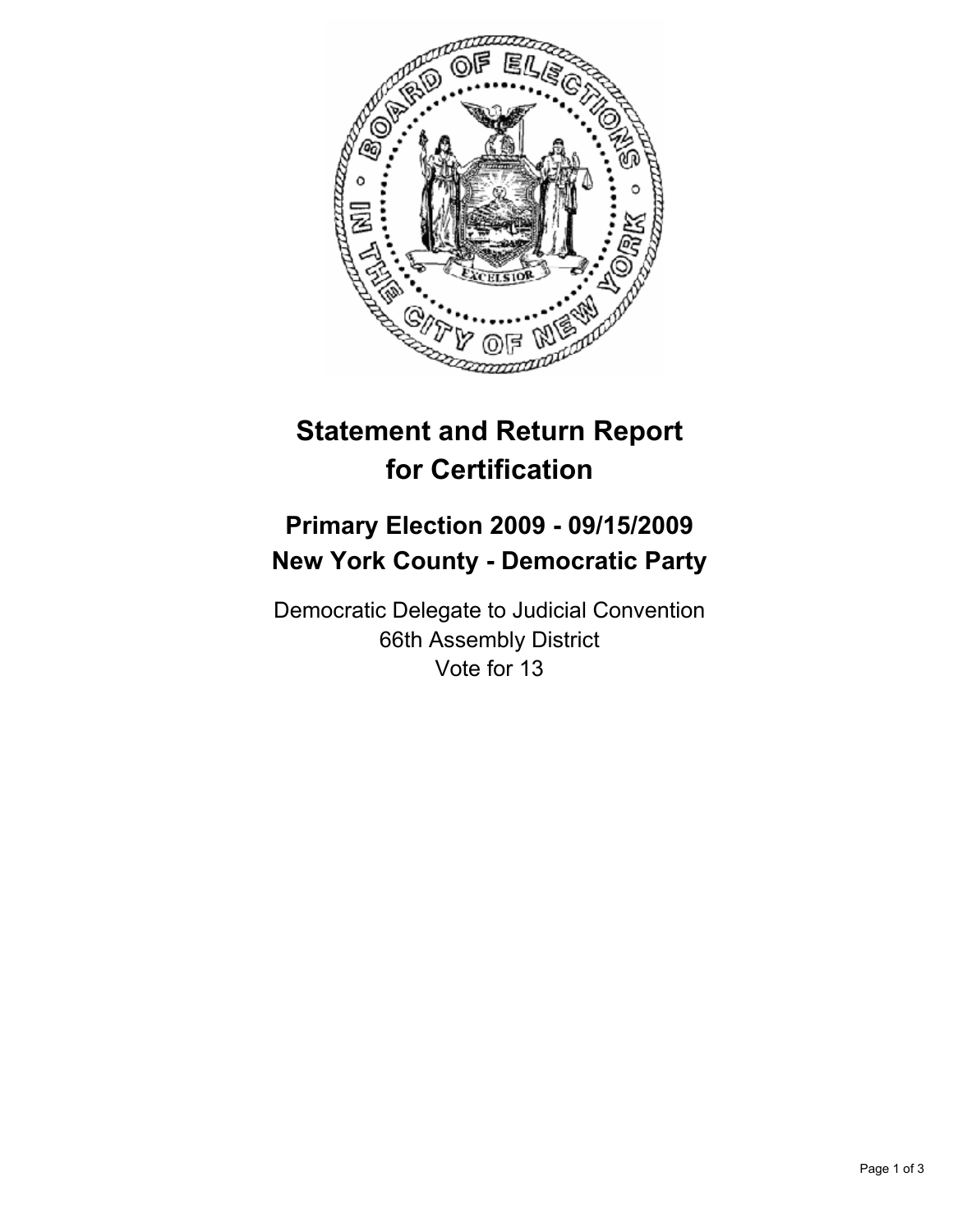# Statement and Return Report for Certification

## Primary Election 2009 - 09/15/2009
## New York County - Democratic Party

Democratic Delegate to Judicial Convention
66th Assembly District
Vote for 13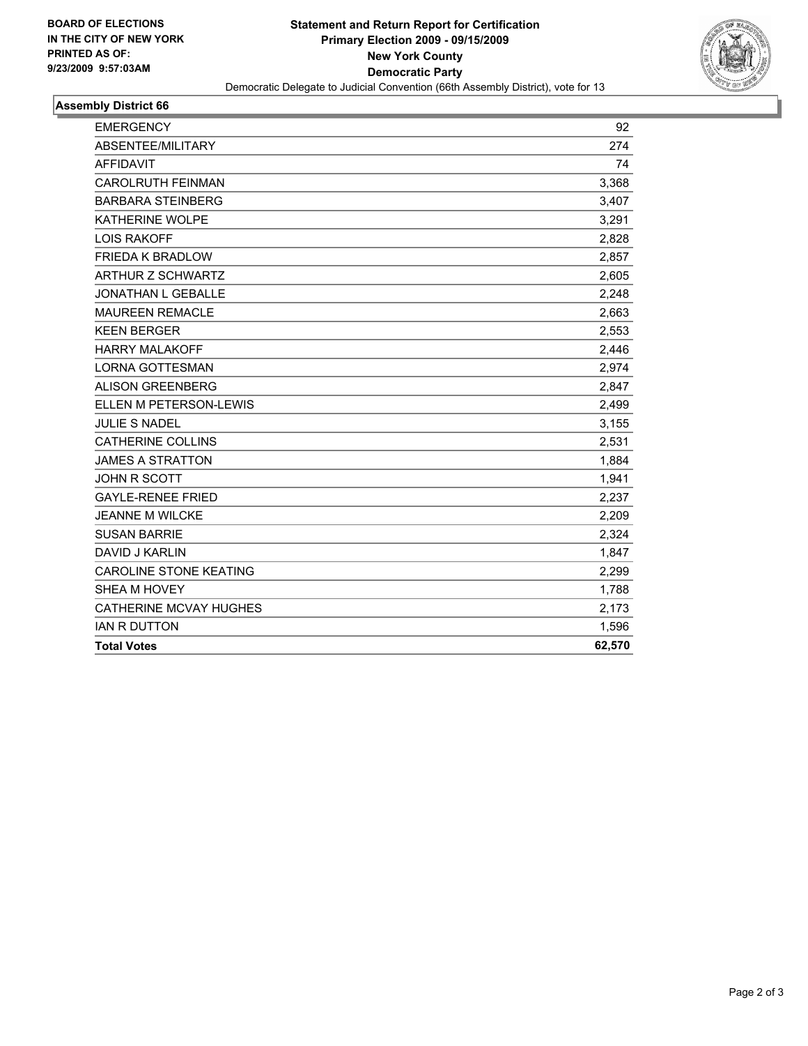BOARD OF ELECTIONS
IN THE CITY OF NEW YORK
PRINTED AS OF:
9/23/2009 9:57:03AM

**Statement and Return Report for Certification**
**Primary Election 2009 - 09/15/2009**
**New York County**
**Democratic Party**
Democratic Delegate to Judicial Convention (66th Assembly District), vote for 13

## Assembly District 66

| | |
|---|---|
| EMERGENCY | 92 |
| ABSENTEE/MILITARY | 274 |
| AFFIDAVIT | 74 |
| CAROLRUTH FEINMAN | 3,368 |
| BARBARA STEINBERG | 3,407 |
| KATHERINE WOLPE | 3,291 |
| LOIS RAKOFF | 2,828 |
| FRIEDA K BRADLOW | 2,857 |
| ARTHUR Z SCHWARTZ | 2,605 |
| JONATHAN L GEBALLE | 2,248 |
| MAUREEN REMACLE | 2,663 |
| KEEN BERGER | 2,553 |
| HARRY MALAKOFF | 2,446 |
| LORNA GOTTESMAN | 2,974 |
| ALISON GREENBERG | 2,847 |
| ELLEN M PETERSON-LEWIS | 2,499 |
| JULIE S NADEL | 3,155 |
| CATHERINE COLLINS | 2,531 |
| JAMES A STRATTON | 1,884 |
| JOHN R SCOTT | 1,941 |
| GAYLE-RENEE FRIED | 2,237 |
| JEANNE M WILCKE | 2,209 |
| SUSAN BARRIE | 2,324 |
| DAVID J KARLIN | 1,847 |
| CAROLINE STONE KEATING | 2,299 |
| SHEA M HOVEY | 1,788 |
| CATHERINE MCVAY HUGHES | 2,173 |
| IAN R DUTTON | 1,596 |
| **Total Votes** | **62,570** |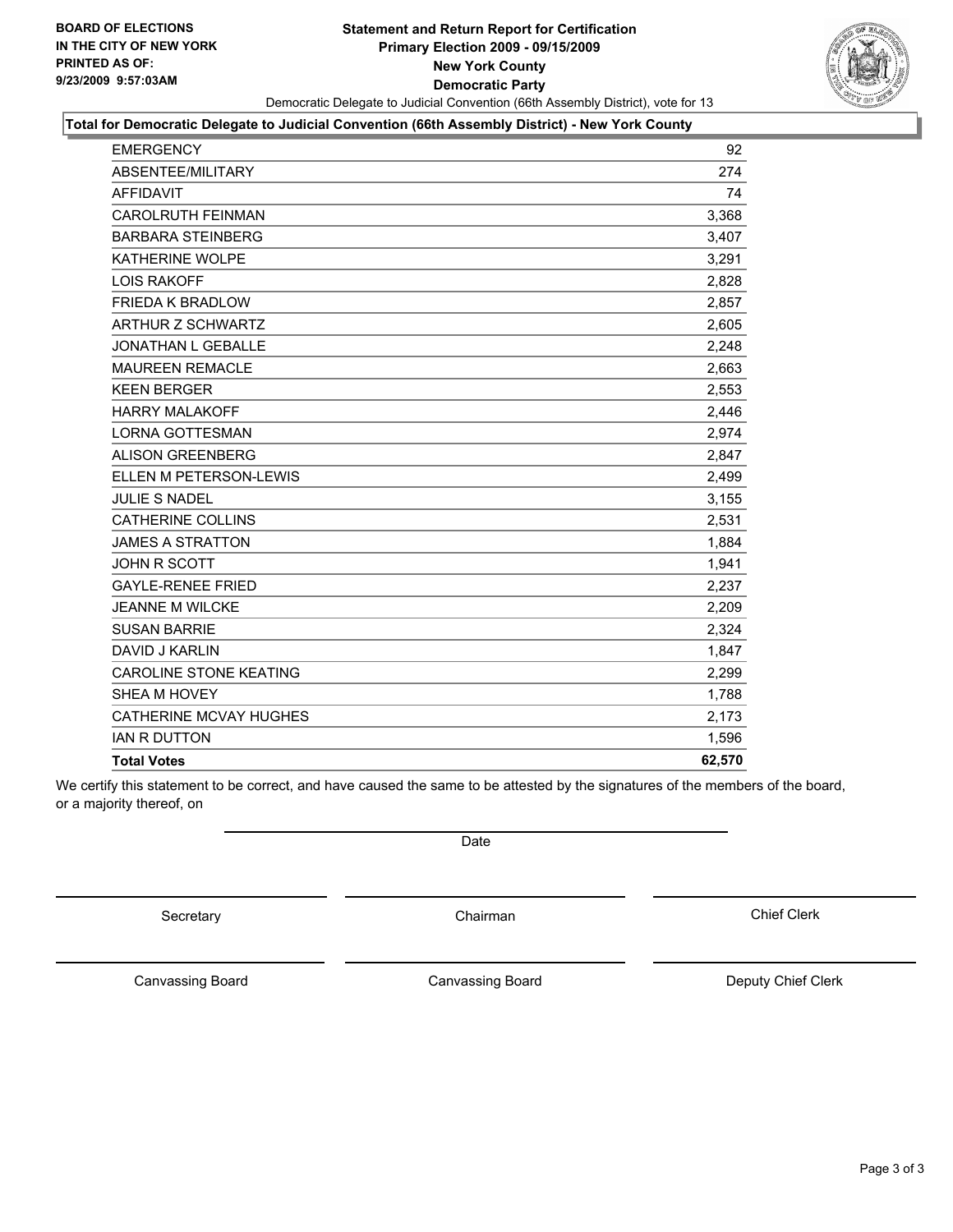**BOARD OF ELECTIONS IN THE CITY OF NEW YORK PRINTED AS OF: 9/23/2009 9:57:03AM**

# Statement and Return Report for Certification
## Primary Election 2009 - 09/15/2009
## New York County
## Democratic Party

Democratic Delegate to Judicial Convention (66th Assembly District), vote for 13

### Total for Democratic Delegate to Judicial Convention (66th Assembly District) - New York County

| | |
|---|---|
| EMERGENCY | 92 |
| ABSENTEE/MILITARY | 274 |
| AFFIDAVIT | 74 |
| CAROLRUTH FEINMAN | 3,368 |
| BARBARA STEINBERG | 3,407 |
| KATHERINE WOLPE | 3,291 |
| LOIS RAKOFF | 2,828 |
| FRIEDA K BRADLOW | 2,857 |
| ARTHUR Z SCHWARTZ | 2,605 |
| JONATHAN L GEBALLE | 2,248 |
| MAUREEN REMACLE | 2,663 |
| KEEN BERGER | 2,553 |
| HARRY MALAKOFF | 2,446 |
| LORNA GOTTESMAN | 2,974 |
| ALISON GREENBERG | 2,847 |
| ELLEN M PETERSON-LEWIS | 2,499 |
| JULIE S NADEL | 3,155 |
| CATHERINE COLLINS | 2,531 |
| JAMES A STRATTON | 1,884 |
| JOHN R SCOTT | 1,941 |
| GAYLE-RENEE FRIED | 2,237 |
| JEANNE M WILCKE | 2,209 |
| SUSAN BARRIE | 2,324 |
| DAVID J KARLIN | 1,847 |
| CAROLINE STONE KEATING | 2,299 |
| SHEA M HOVEY | 1,788 |
| CATHERINE MCVAY HUGHES | 2,173 |
| IAN R DUTTON | 1,596 |
| **Total Votes** | **62,570** |

We certify this statement to be correct, and have caused the same to be attested by the signatures of the members of the board, or a majority thereof, on

Date

Secretary | Chairman | Chief Clerk

Canvassing Board | Canvassing Board | Deputy Chief Clerk